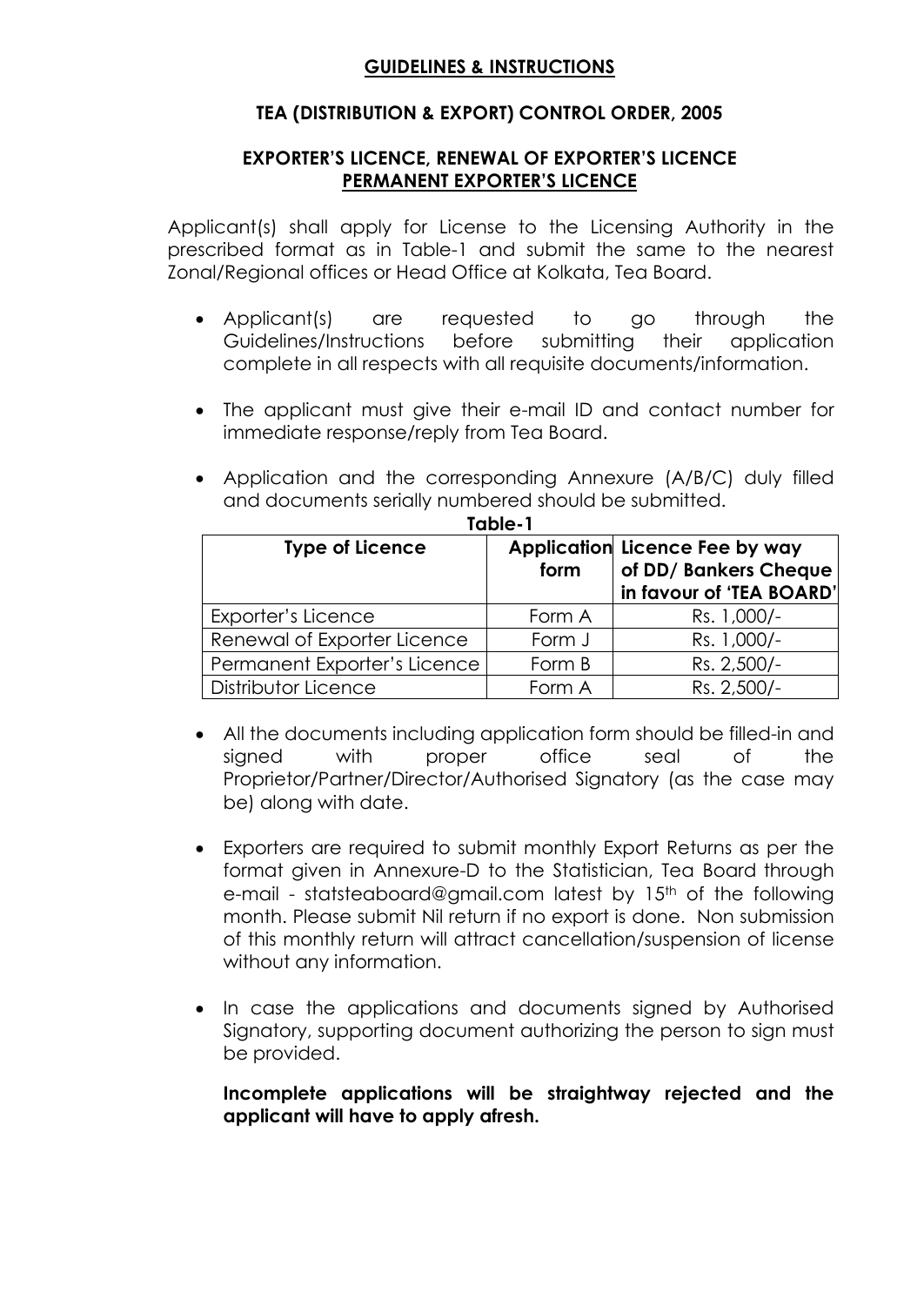## GUIDELINES & INSTRUCTIONS

### TEA (DISTRIBUTION & EXPORT) CONTROL ORDER, 2005

### EXPORTER'S LICENCE, RENEWAL OF EXPORTER'S LICENCE PERMANENT EXPORTER'S LICENCE

Applicant(s) shall apply for License to the Licensing Authority in the prescribed format as in Table-1 and submit the same to the nearest Zonal/Regional offices or Head Office at Kolkata, Tea Board.

- Applicant(s) are requested to go through the Guidelines/Instructions before submitting their application complete in all respects with all requisite documents/information.
- The applicant must give their e-mail ID and contact number for immediate response/reply from Tea Board.
- Application and the corresponding Annexure (A/B/C) duly filled and documents serially numbered should be submitted.

**Table-1**

| Type of Licence | Application form | Licence Fee by way of DD/ Bankers Cheque in favour of 'TEA BOARD' |
|---|---|---|
| Exporter's Licence | Form A | Rs. 1,000/- |
| Renewal of Exporter Licence | Form J | Rs. 1,000/- |
| Permanent Exporter's Licence | Form B | Rs. 2,500/- |
| Distributor Licence | Form A | Rs. 2,500/- |

- All the documents including application form should be filled-in and signed with proper office seal of the Proprietor/Partner/Director/Authorised Signatory (as the case may be) along with date.
- Exporters are required to submit monthly Export Returns as per the format given in Annexure-D to the Statistician, Tea Board through e-mail - statsteaboard@gmail.com latest by 15th of the following month. Please submit Nil return if no export is done. Non submission of this monthly return will attract cancellation/suspension of license without any information.
- In case the applications and documents signed by Authorised Signatory, supporting document authorizing the person to sign must be provided.

  **Incomplete applications will be straightway rejected and the applicant will have to apply afresh.**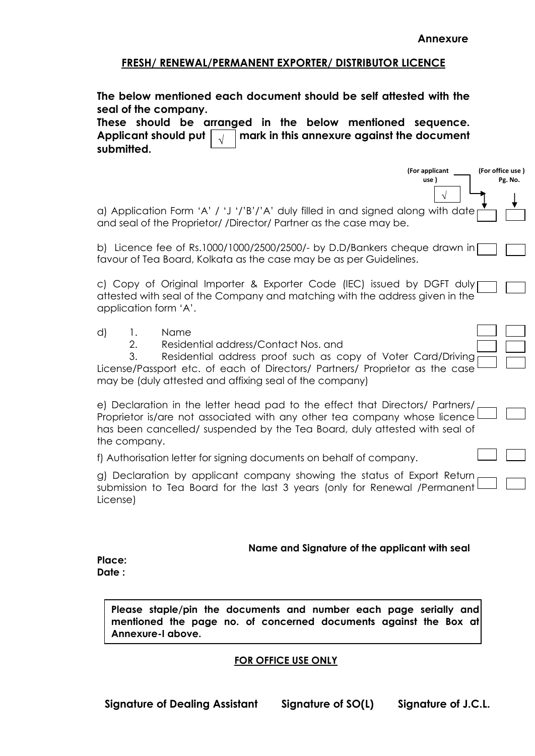**Annexure**

## FRESH/ RENEWAL/PERMANENT EXPORTER/ DISTRIBUTOR LICENCE

**The below mentioned each document should be self attested with the seal of the company.**

**These should be arranged in the below mentioned sequence. Applicant should put √ mark in this annexure against the document submitted.**

| | (For applicant use ) √ | (For office use ) Pg. No. |
|---|---|---|
| a) Application Form 'A' / 'J '/'B'/'A' duly filled in and signed along with date and seal of the Proprietor/ /Director/ Partner as the case may be. | | |
| b) Licence fee of Rs.1000/1000/2500/2500/- by D.D/Bankers cheque drawn in favour of Tea Board, Kolkata as the case may be as per Guidelines. | | |
| c) Copy of Original Importer & Exporter Code (IEC) issued by DGFT duly attested with seal of the Company and matching with the address given in the application form 'A'. | | |
| d) 1. Name | | |
| 2. Residential address/Contact Nos. and | | |
| 3. Residential address proof such as copy of Voter Card/Driving License/Passport etc. of each of Directors/ Partners/ Proprietor as the case may be (duly attested and affixing seal of the company) | | |
| e) Declaration in the letter head pad to the effect that Directors/ Partners/ Proprietor is/are not associated with any other tea company whose licence has been cancelled/ suspended by the Tea Board, duly attested with seal of the company. | | |
| f) Authorisation letter for signing documents on behalf of company. | | |
| g) Declaration by applicant company showing the status of Export Return submission to Tea Board for the last 3 years (only for Renewal /Permanent License) | | |

**Name and Signature of the applicant with seal**

**Place:**

**Date :**

**Please staple/pin the documents and number each page serially and mentioned the page no. of concerned documents against the Box at Annexure-I above.**

**FOR OFFICE USE ONLY**

**Signature of Dealing Assistant** **Signature of SO(L)** **Signature of J.C.L.**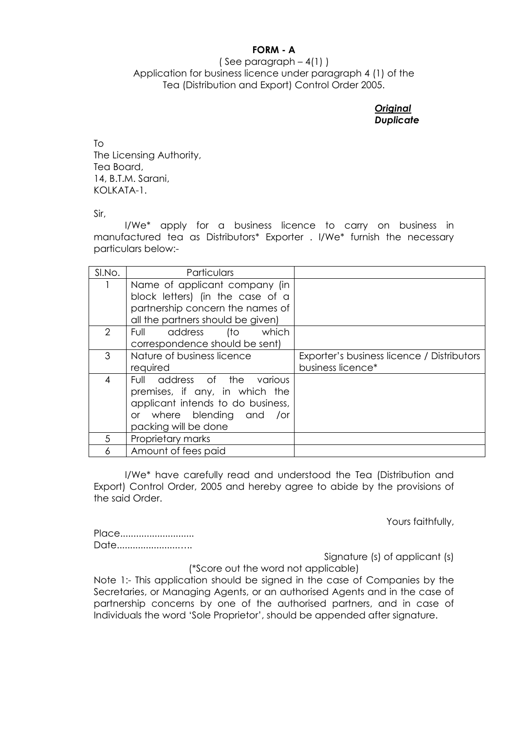**FORM - A**

( See paragraph – 4(1) )

Application for business licence under paragraph 4 (1) of the Tea (Distribution and Export) Control Order 2005.

***Original***
***Duplicate***

To
The Licensing Authority,
Tea Board,
14, B.T.M. Sarani,
KOLKATA-1.

Sir,

I/We* apply for a business licence to carry on business in manufactured tea as Distributors* Exporter . I/We* furnish the necessary particulars below:-

| Sl.No. | Particulars | |
|---|---|---|
| 1 | Name of applicant company (in block letters) (in the case of a partnership concern the names of all the partners should be given) | |
| 2 | Full address (to which correspondence should be sent) | |
| 3 | Nature of business licence required | Exporter's business licence / Distributors business licence* |
| 4 | Full address of the various premises, if any, in which the applicant intends to do business, or where blending and /or packing will be done | |
| 5 | Proprietary marks | |
| 6 | Amount of fees paid | |

I/We* have carefully read and understood the Tea (Distribution and Export) Control Order, 2005 and hereby agree to abide by the provisions of the said Order.

Yours faithfully,

Place...........................
Date..........................

Signature (s) of applicant (s)

(*Score out the word not applicable)

Note 1:- This application should be signed in the case of Companies by the Secretaries, or Managing Agents, or an authorised Agents and in the case of partnership concerns by one of the authorised partners, and in case of Individuals the word 'Sole Proprietor', should be appended after signature.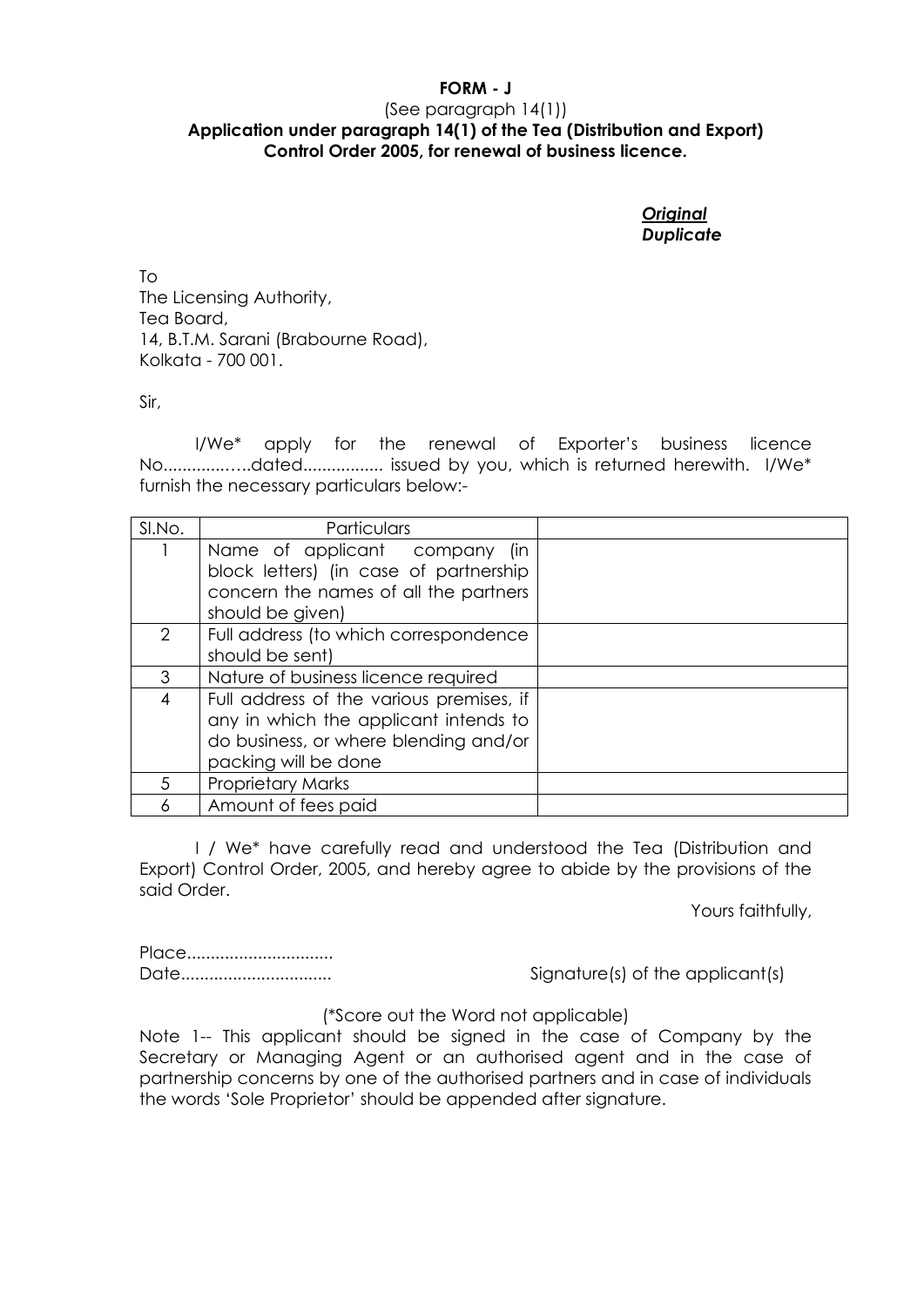**FORM - J**

(See paragraph 14(1))

**Application under paragraph 14(1) of the Tea (Distribution and Export) Control Order 2005, for renewal of business licence.**

***Original***
***Duplicate***

To
The Licensing Authority,
Tea Board,
14, B.T.M. Sarani (Brabourne Road),
Kolkata - 700 001.

Sir,

I/We* apply for the renewal of Exporter's business licence No..............….dated................ issued by you, which is returned herewith. I/We* furnish the necessary particulars below:-

| Sl.No. | Particulars | |
|---|---|---|
| 1 | Name of applicant company (in block letters) (in case of partnership concern the names of all the partners should be given) | |
| 2 | Full address (to which correspondence should be sent) | |
| 3 | Nature of business licence required | |
| 4 | Full address of the various premises, if any in which the applicant intends to do business, or where blending and/or packing will be done | |
| 5 | Proprietary Marks | |
| 6 | Amount of fees paid | |

I / We* have carefully read and understood the Tea (Distribution and Export) Control Order, 2005, and hereby agree to abide by the provisions of the said Order.

Yours faithfully,

Place..............................
Date...............................

Signature(s) of the applicant(s)

(*Score out the Word not applicable)

Note 1-- This applicant should be signed in the case of Company by the Secretary or Managing Agent or an authorised agent and in the case of partnership concerns by one of the authorised partners and in case of individuals the words 'Sole Proprietor' should be appended after signature.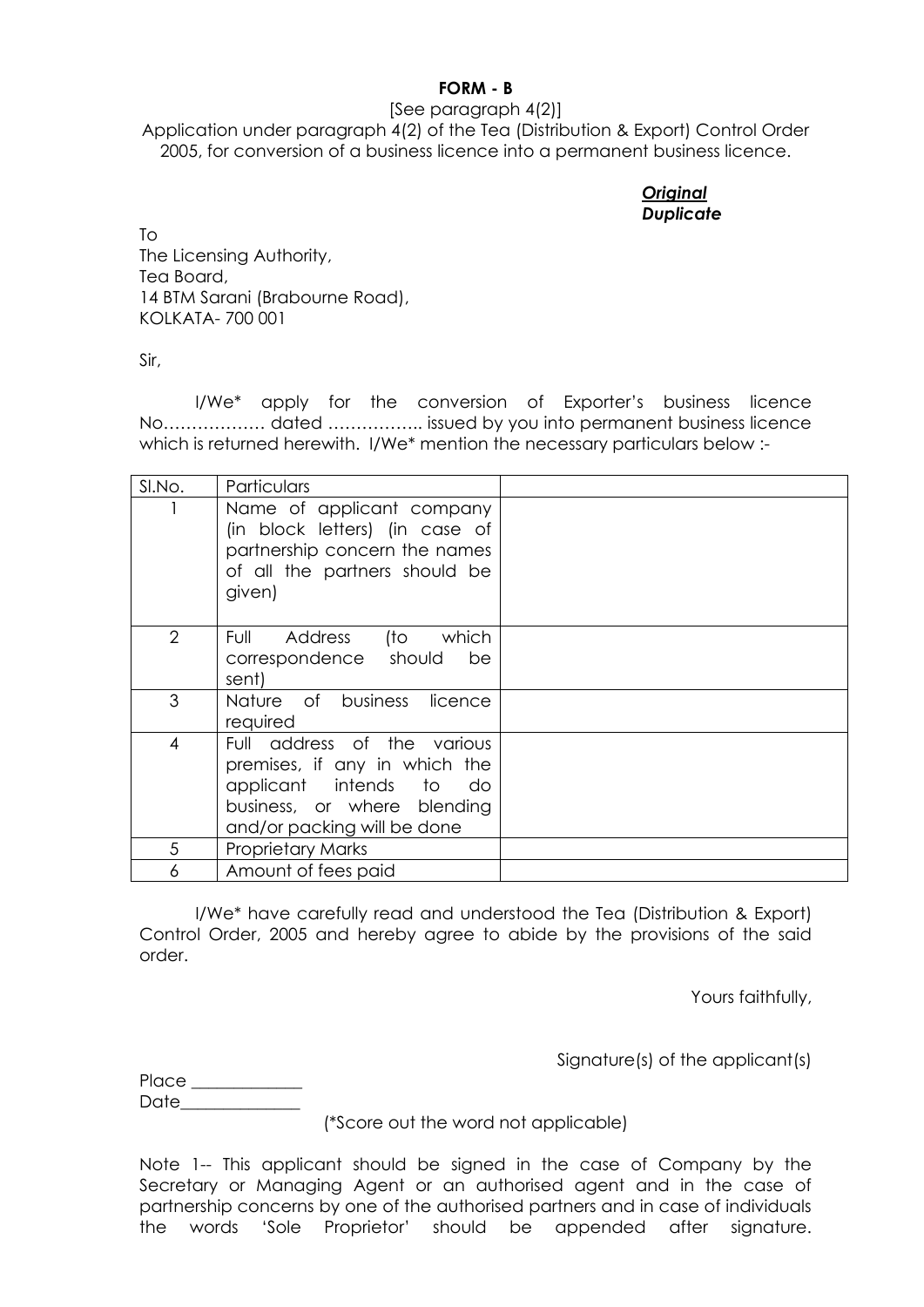**FORM - B**

[See paragraph 4(2)]

Application under paragraph 4(2) of the Tea (Distribution & Export) Control Order 2005, for conversion of a business licence into a permanent business licence.

***Original***
***Duplicate***

To
The Licensing Authority,
Tea Board,
14 BTM Sarani (Brabourne Road),
KOLKATA- 700 001

Sir,

I/We* apply for the conversion of Exporter's business licence No……………… dated …………….. issued by you into permanent business licence which is returned herewith. I/We* mention the necessary particulars below :-

| Sl.No. | Particulars | |
|---|---|---|
| 1 | Name of applicant company (in block letters) (in case of partnership concern the names of all the partners should be given) | |
| 2 | Full Address (to which correspondence should be sent) | |
| 3 | Nature of business licence required | |
| 4 | Full address of the various premises, if any in which the applicant intends to do business, or where blending and/or packing will be done | |
| 5 | Proprietary Marks | |
| 6 | Amount of fees paid | |

I/We* have carefully read and understood the Tea (Distribution & Export) Control Order, 2005 and hereby agree to abide by the provisions of the said order.

Yours faithfully,

Signature(s) of the applicant(s)

Place _____________
Date______________

(*Score out the word not applicable)

Note 1-- This applicant should be signed in the case of Company by the Secretary or Managing Agent or an authorised agent and in the case of partnership concerns by one of the authorised partners and in case of individuals the words 'Sole Proprietor' should be appended after signature.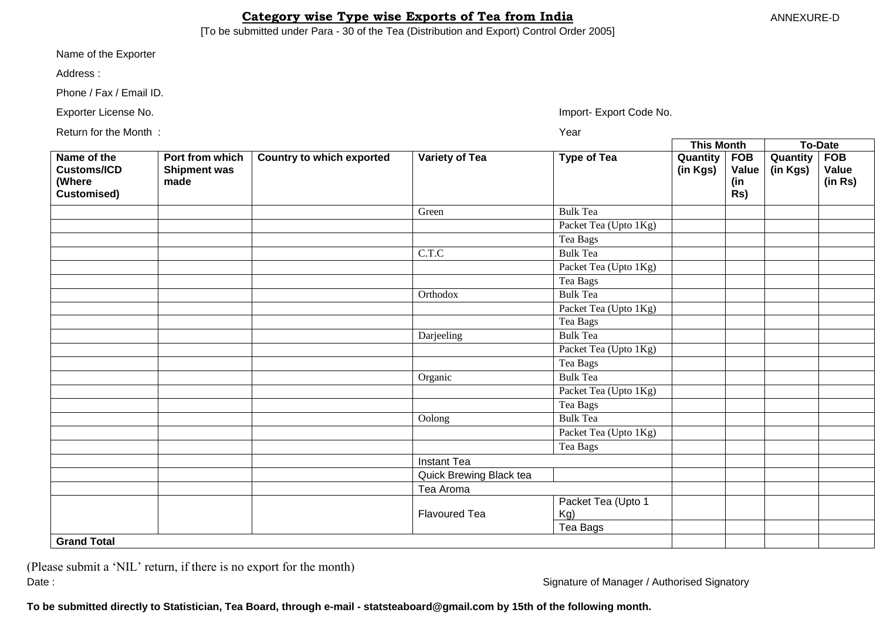# Category wise Type wise Exports of Tea from India

ANNEXURE-D

[To be submitted under Para - 30 of the Tea (Distribution and Export) Control Order 2005]

Name of the Exporter

Address :

Phone / Fax / Email ID.

Exporter License No. Import- Export Code No.

Return for the Month : Year

| Name of the Customs/ICD (Where Customised) | Port from which Shipment was made | Country to which exported | Variety of Tea | Type of Tea | This Month | | To-Date | |
|---|---|---|---|---|---|---|---|---|
| | | | | | Quantity (in Kgs) | FOB Value (in Rs) | Quantity (in Kgs) | FOB Value (in Rs) |
| | | | Green | Bulk Tea | | | | |
| | | | | Packet Tea (Upto 1Kg) | | | | |
| | | | | Tea Bags | | | | |
| | | | C.T.C | Bulk Tea | | | | |
| | | | | Packet Tea (Upto 1Kg) | | | | |
| | | | | Tea Bags | | | | |
| | | | Orthodox | Bulk Tea | | | | |
| | | | | Packet Tea (Upto 1Kg) | | | | |
| | | | | Tea Bags | | | | |
| | | | Darjeeling | Bulk Tea | | | | |
| | | | | Packet Tea (Upto 1Kg) | | | | |
| | | | | Tea Bags | | | | |
| | | | Organic | Bulk Tea | | | | |
| | | | | Packet Tea (Upto 1Kg) | | | | |
| | | | | Tea Bags | | | | |
| | | | Oolong | Bulk Tea | | | | |
| | | | | Packet Tea (Upto 1Kg) | | | | |
| | | | | Tea Bags | | | | |
| | | | Instant Tea | | | | | |
| | | | Quick Brewing Black tea | | | | | |
| | | | Tea Aroma | | | | | |
| | | | Flavoured Tea | Packet Tea (Upto 1 Kg) | | | | |
| | | | | Tea Bags | | | | |
| **Grand Total** | | | | | | | | |

(Please submit a 'NIL' return, if there is no export for the month)

Date : Signature of Manager / Authorised Signatory

**To be submitted directly to Statistician, Tea Board, through e-mail - statsteaboard@gmail.com by 15th of the following month.**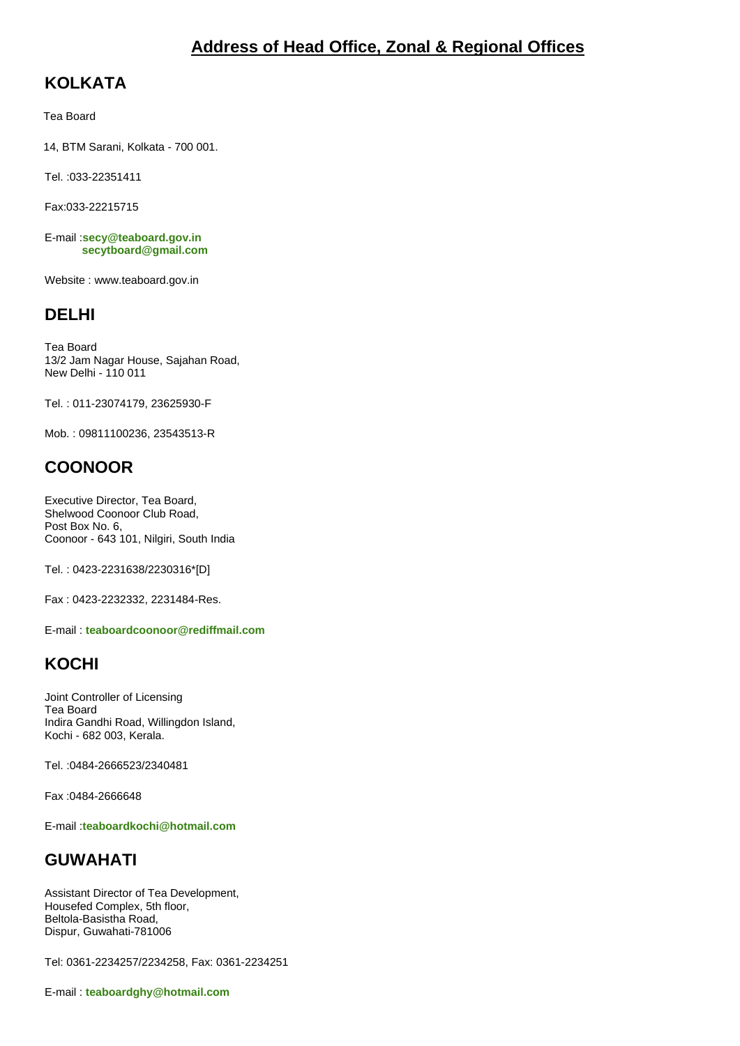# Address of Head Office, Zonal & Regional Offices

## KOLKATA

Tea Board

14, BTM Sarani, Kolkata - 700 001.

Tel. :033-22351411

Fax:033-22215715

E-mail :**secy@teaboard.gov.in**
**secytboard@gmail.com**

Website : www.teaboard.gov.in

## DELHI

Tea Board
13/2 Jam Nagar House, Sajahan Road,
New Delhi - 110 011

Tel. : 011-23074179, 23625930-F

Mob. : 09811100236, 23543513-R

## COONOOR

Executive Director, Tea Board,
Shelwood Coonoor Club Road,
Post Box No. 6,
Coonoor - 643 101, Nilgiri, South India

Tel. : 0423-2231638/2230316*[D]

Fax : 0423-2232332, 2231484-Res.

E-mail : **teaboardcoonoor@rediffmail.com**

## KOCHI

Joint Controller of Licensing
Tea Board
Indira Gandhi Road, Willingdon Island,
Kochi - 682 003, Kerala.

Tel. :0484-2666523/2340481

Fax :0484-2666648

E-mail :**teaboardkochi@hotmail.com**

## GUWAHATI

Assistant Director of Tea Development,
Housefed Complex, 5th floor,
Beltola-Basistha Road,
Dispur, Guwahati-781006

Tel: 0361-2234257/2234258, Fax: 0361-2234251

E-mail : **teaboardghy@hotmail.com**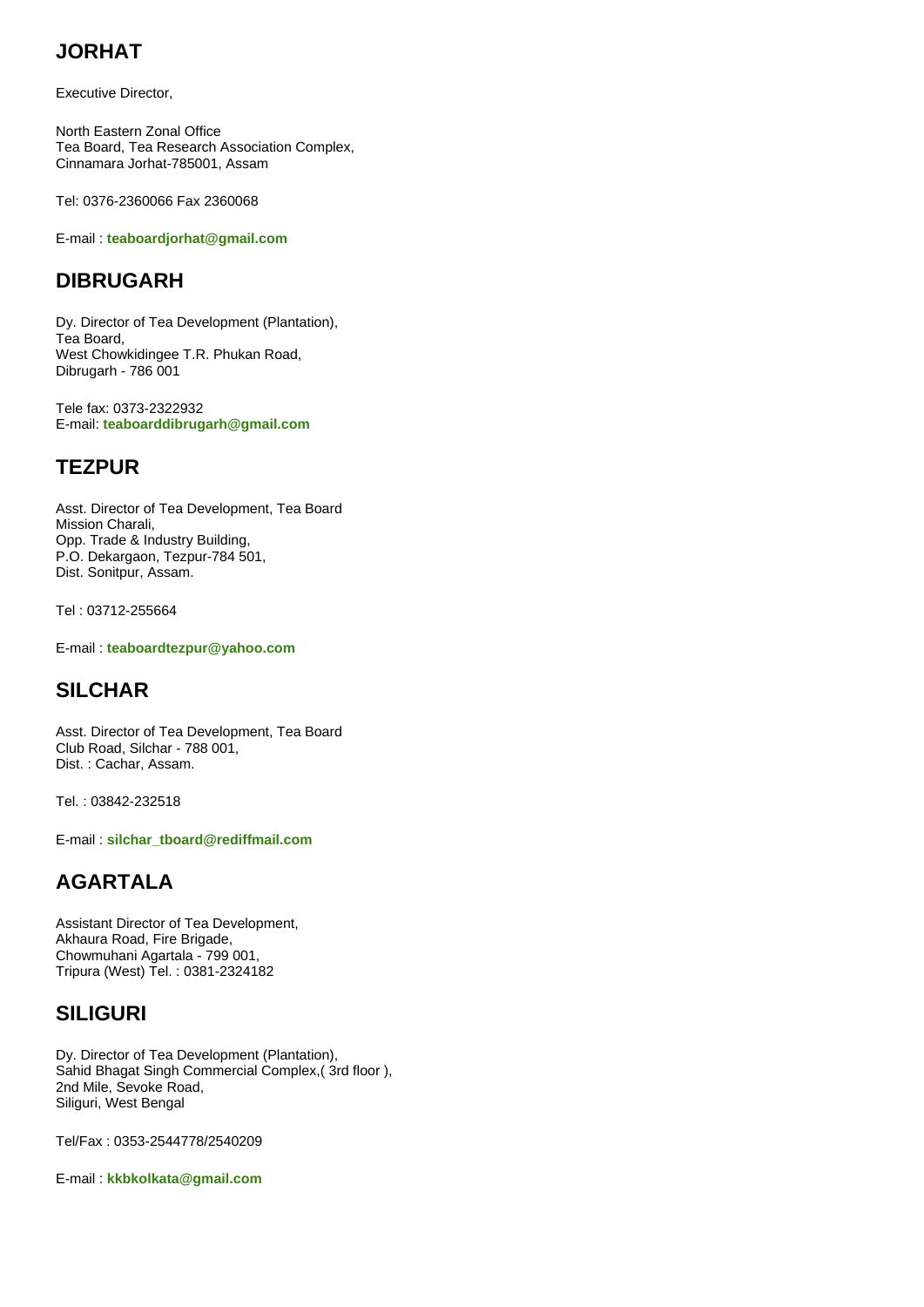## JORHAT

Executive Director,

North Eastern Zonal Office
Tea Board, Tea Research Association Complex,
Cinnamara Jorhat-785001, Assam

Tel: 0376-2360066 Fax 2360068

E-mail : **teaboardjorhat@gmail.com**

## DIBRUGARH

Dy. Director of Tea Development (Plantation),
Tea Board,
West Chowkidingee T.R. Phukan Road,
Dibrugarh - 786 001

Tele fax: 0373-2322932
E-mail: **teaboarddibrugarh@gmail.com**

## TEZPUR

Asst. Director of Tea Development, Tea Board
Mission Charali,
Opp. Trade & Industry Building,
P.O. Dekargaon, Tezpur-784 501,
Dist. Sonitpur, Assam.

Tel : 03712-255664

E-mail : **teaboardtezpur@yahoo.com**

## SILCHAR

Asst. Director of Tea Development, Tea Board
Club Road, Silchar - 788 001,
Dist. : Cachar, Assam.

Tel. : 03842-232518

E-mail : **silchar_tboard@rediffmail.com**

## AGARTALA

Assistant Director of Tea Development,
Akhaura Road, Fire Brigade,
Chowmuhani Agartala - 799 001,
Tripura (West) Tel. : 0381-2324182

## SILIGURI

Dy. Director of Tea Development (Plantation),
Sahid Bhagat Singh Commercial Complex,( 3rd floor ),
2nd Mile, Sevoke Road,
Siliguri, West Bengal

Tel/Fax : 0353-2544778/2540209

E-mail : **kkbkolkata@gmail.com**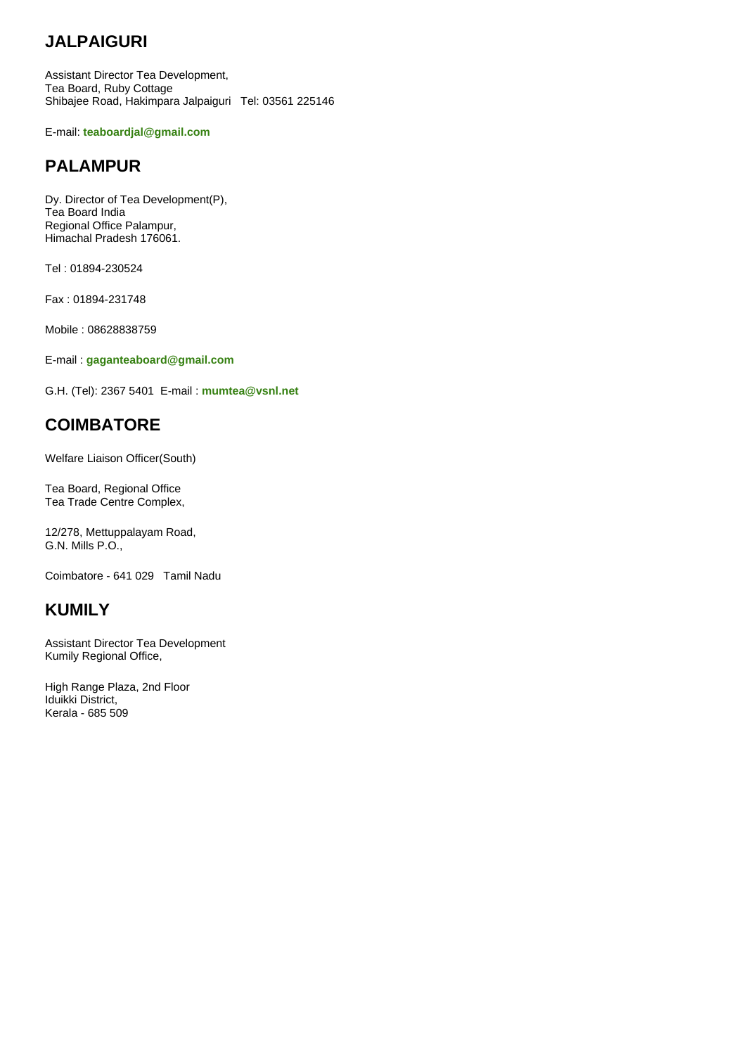## JALPAIGURI

Assistant Director Tea Development,
Tea Board, Ruby Cottage
Shibajee Road, Hakimpara Jalpaiguri Tel: 03561 225146

E-mail: **teaboardjal@gmail.com**

## PALAMPUR

Dy. Director of Tea Development(P),
Tea Board India
Regional Office Palampur,
Himachal Pradesh 176061.

Tel : 01894-230524

Fax : 01894-231748

Mobile : 08628838759

E-mail : **gaganteaboard@gmail.com**

G.H. (Tel): 2367 5401 E-mail : **mumtea@vsnl.net**

## COIMBATORE

Welfare Liaison Officer(South)

Tea Board, Regional Office
Tea Trade Centre Complex,

12/278, Mettuppalayam Road,
G.N. Mills P.O.,

Coimbatore - 641 029 Tamil Nadu

## KUMILY

Assistant Director Tea Development
Kumily Regional Office,

High Range Plaza, 2nd Floor
Iduikki District,
Kerala - 685 509